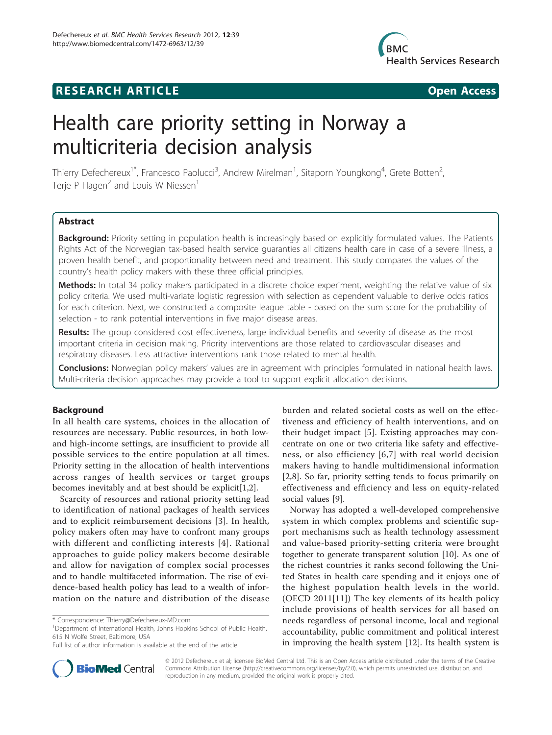**RESEARCH ARTICLE** **Open Access**

# Health care priority setting in Norway a multicriteria decision analysis

Thierry Defechereux[1*], Francesco Paolucci[3], Andrew Mirelman[1], Sitaporn Youngkong[4], Grete Botten[2], Terje P Hagen[2] and Louis W Niessen[1]

## Abstract

**Background:** Priority setting in population health is increasingly based on explicitly formulated values. The Patients Rights Act of the Norwegian tax-based health service guaranties all citizens health care in case of a severe illness, a proven health benefit, and proportionality between need and treatment. This study compares the values of the country's health policy makers with these three official principles.

**Methods:** In total 34 policy makers participated in a discrete choice experiment, weighting the relative value of six policy criteria. We used multi-variate logistic regression with selection as dependent valuable to derive odds ratios for each criterion. Next, we constructed a composite league table - based on the sum score for the probability of selection - to rank potential interventions in five major disease areas.

**Results:** The group considered cost effectiveness, large individual benefits and severity of disease as the most important criteria in decision making. Priority interventions are those related to cardiovascular diseases and respiratory diseases. Less attractive interventions rank those related to mental health.

**Conclusions:** Norwegian policy makers' values are in agreement with principles formulated in national health laws. Multi-criteria decision approaches may provide a tool to support explicit allocation decisions.

## Background

In all health care systems, choices in the allocation of resources are necessary. Public resources, in both low- and high-income settings, are insufficient to provide all possible services to the entire population at all times. Priority setting in the allocation of health interventions across ranges of health services or target groups becomes inevitably and at best should be explicit[1,2].

Scarcity of resources and rational priority setting lead to identification of national packages of health services and to explicit reimbursement decisions [3]. In health, policy makers often may have to confront many groups with different and conflicting interests [4]. Rational approaches to guide policy makers become desirable and allow for navigation of complex social processes and to handle multifaceted information. The rise of evidence-based health policy has lead to a wealth of information on the nature and distribution of the disease burden and related societal costs as well on the effectiveness and efficiency of health interventions, and on their budget impact [5]. Existing approaches may concentrate on one or two criteria like safety and effectiveness, or also efficiency [6,7] with real world decision makers having to handle multidimensional information [2,8]. So far, priority setting tends to focus primarily on effectiveness and efficiency and less on equity-related social values [9].

Norway has adopted a well-developed comprehensive system in which complex problems and scientific support mechanisms such as health technology assessment and value-based priority-setting criteria were brought together to generate transparent solution [10]. As one of the richest countries it ranks second following the United States in health care spending and it enjoys one of the highest population health levels in the world. (OECD 2011[11]) The key elements of its health policy include provisions of health services for all based on needs regardless of personal income, local and regional accountability, public commitment and political interest in improving the health system [12]. Its health system is

---

\* Correspondence: Thierry@Defechereux-MD.com
[1]Department of International Health, Johns Hopkins School of Public Health, 615 N Wolfe Street, Baltimore, USA
Full list of author information is available at the end of the article

© 2012 Defechereux et al; licensee BioMed Central Ltd. This is an Open Access article distributed under the terms of the Creative Commons Attribution License (http://creativecommons.org/licenses/by/2.0), which permits unrestricted use, distribution, and reproduction in any medium, provided the original work is properly cited.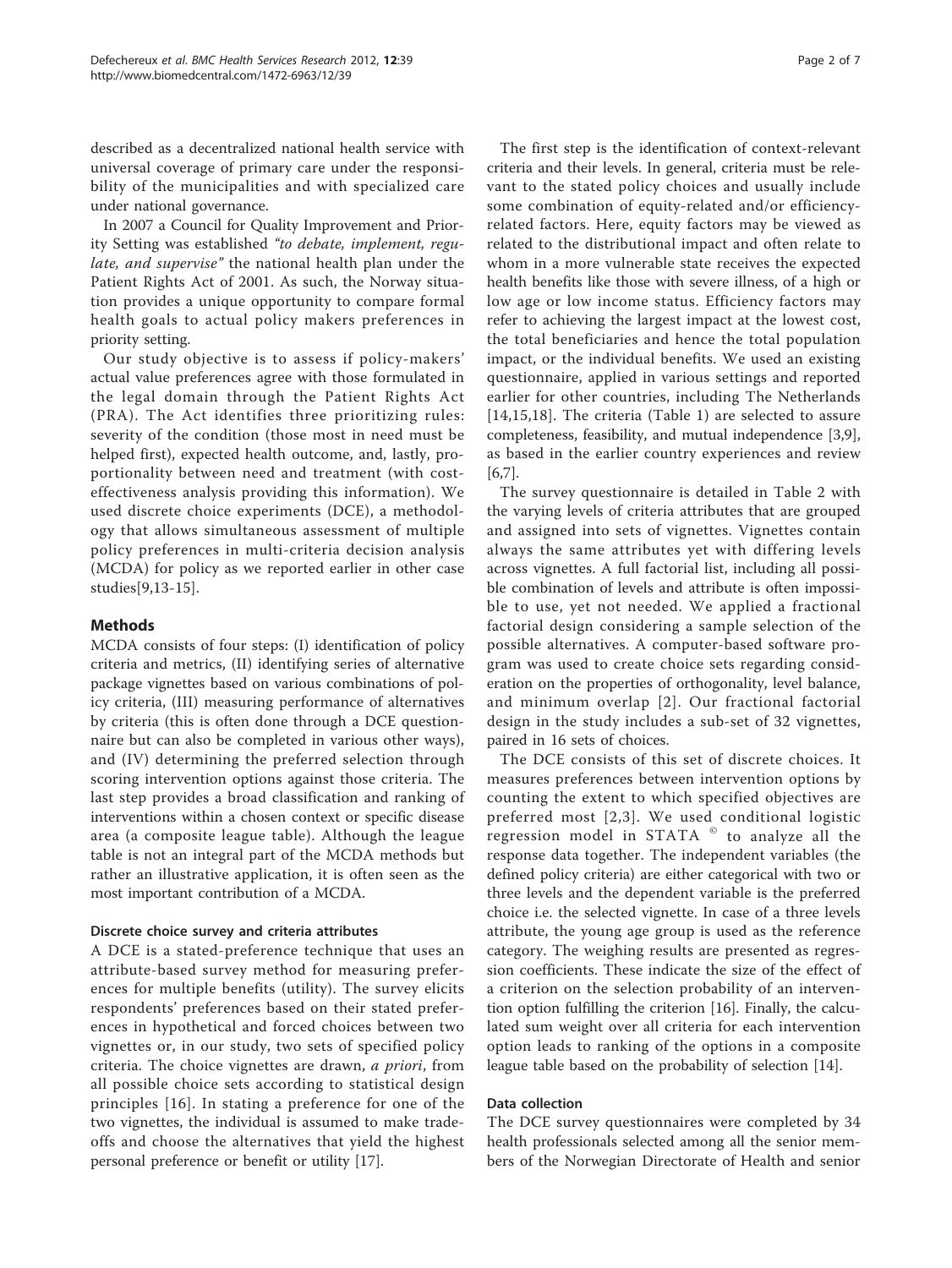described as a decentralized national health service with universal coverage of primary care under the responsibility of the municipalities and with specialized care under national governance.

In 2007 a Council for Quality Improvement and Priority Setting was established *"to debate, implement, regulate, and supervise"* the national health plan under the Patient Rights Act of 2001. As such, the Norway situation provides a unique opportunity to compare formal health goals to actual policy makers preferences in priority setting.

Our study objective is to assess if policy-makers' actual value preferences agree with those formulated in the legal domain through the Patient Rights Act (PRA). The Act identifies three prioritizing rules: severity of the condition (those most in need must be helped first), expected health outcome, and, lastly, proportionality between need and treatment (with cost-effectiveness analysis providing this information). We used discrete choice experiments (DCE), a methodology that allows simultaneous assessment of multiple policy preferences in multi-criteria decision analysis (MCDA) for policy as we reported earlier in other case studies[9,13-15].

## Methods

MCDA consists of four steps: (I) identification of policy criteria and metrics, (II) identifying series of alternative package vignettes based on various combinations of policy criteria, (III) measuring performance of alternatives by criteria (this is often done through a DCE questionnaire but can also be completed in various other ways), and (IV) determining the preferred selection through scoring intervention options against those criteria. The last step provides a broad classification and ranking of interventions within a chosen context or specific disease area (a composite league table). Although the league table is not an integral part of the MCDA methods but rather an illustrative application, it is often seen as the most important contribution of a MCDA.

### Discrete choice survey and criteria attributes

A DCE is a stated-preference technique that uses an attribute-based survey method for measuring preferences for multiple benefits (utility). The survey elicits respondents' preferences based on their stated preferences in hypothetical and forced choices between two vignettes or, in our study, two sets of specified policy criteria. The choice vignettes are drawn, *a priori*, from all possible choice sets according to statistical design principles [16]. In stating a preference for one of the two vignettes, the individual is assumed to make trade-offs and choose the alternatives that yield the highest personal preference or benefit or utility [17].

The first step is the identification of context-relevant criteria and their levels. In general, criteria must be relevant to the stated policy choices and usually include some combination of equity-related and/or efficiency-related factors. Here, equity factors may be viewed as related to the distributional impact and often relate to whom in a more vulnerable state receives the expected health benefits like those with severe illness, of a high or low age or low income status. Efficiency factors may refer to achieving the largest impact at the lowest cost, the total beneficiaries and hence the total population impact, or the individual benefits. We used an existing questionnaire, applied in various settings and reported earlier for other countries, including The Netherlands [14,15,18]. The criteria (Table 1) are selected to assure completeness, feasibility, and mutual independence [3,9], as based in the earlier country experiences and review [6,7].

The survey questionnaire is detailed in Table 2 with the varying levels of criteria attributes that are grouped and assigned into sets of vignettes. Vignettes contain always the same attributes yet with differing levels across vignettes. A full factorial list, including all possible combination of levels and attribute is often impossible to use, yet not needed. We applied a fractional factorial design considering a sample selection of the possible alternatives. A computer-based software program was used to create choice sets regarding consideration on the properties of orthogonality, level balance, and minimum overlap [2]. Our fractional factorial design in the study includes a sub-set of 32 vignettes, paired in 16 sets of choices.

The DCE consists of this set of discrete choices. It measures preferences between intervention options by counting the extent to which specified objectives are preferred most [2,3]. We used conditional logistic regression model in STATA © to analyze all the response data together. The independent variables (the defined policy criteria) are either categorical with two or three levels and the dependent variable is the preferred choice i.e. the selected vignette. In case of a three levels attribute, the young age group is used as the reference category. The weighing results are presented as regression coefficients. These indicate the size of the effect of a criterion on the selection probability of an intervention option fulfilling the criterion [16]. Finally, the calculated sum weight over all criteria for each intervention option leads to ranking of the options in a composite league table based on the probability of selection [14].

### Data collection

The DCE survey questionnaires were completed by 34 health professionals selected among all the senior members of the Norwegian Directorate of Health and senior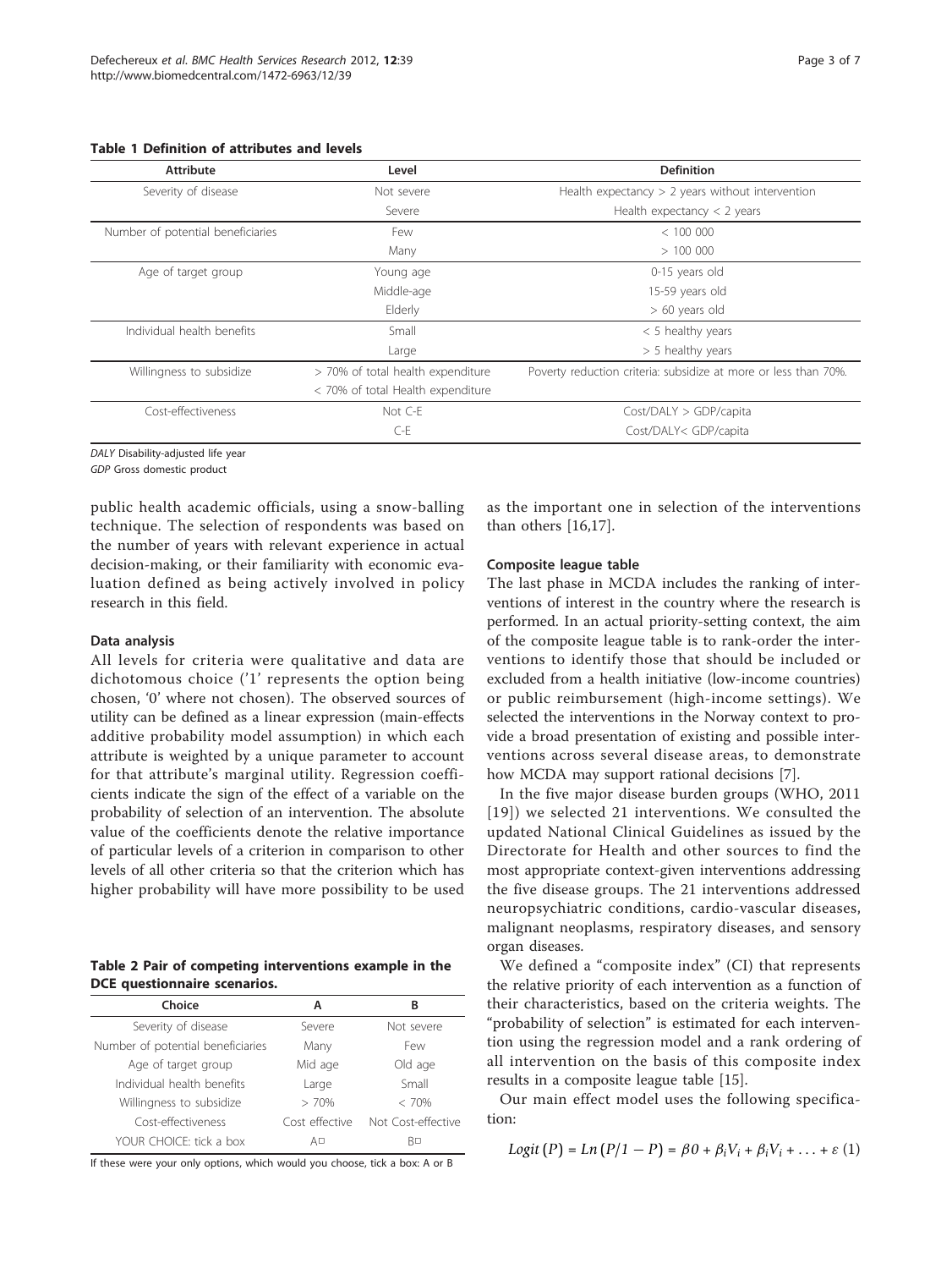**Table 1 Definition of attributes and levels**

| Attribute | Level | Definition |
| --- | --- | --- |
| Severity of disease | Not severe | Health expectancy > 2 years without intervention |
| | Severe | Health expectancy < 2 years |
| Number of potential beneficiaries | Few | < 100 000 |
| | Many | > 100 000 |
| Age of target group | Young age | 0-15 years old |
| | Middle-age | 15-59 years old |
| | Elderly | > 60 years old |
| Individual health benefits | Small | < 5 healthy years |
| | Large | > 5 healthy years |
| Willingness to subsidize | > 70% of total health expenditure | Poverty reduction criteria: subsidize at more or less than 70%. |
| | < 70% of total Health expenditure | |
| Cost-effectiveness | Not C-E | Cost/DALY > GDP/capita |
| | C-E | Cost/DALY< GDP/capita |

*DALY* Disability-adjusted life year

*GDP* Gross domestic product

public health academic officials, using a snow-balling technique. The selection of respondents was based on the number of years with relevant experience in actual decision-making, or their familiarity with economic evaluation defined as being actively involved in policy research in this field.

### Data analysis

All levels for criteria were qualitative and data are dichotomous choice ('1' represents the option being chosen, '0' where not chosen). The observed sources of utility can be defined as a linear expression (main-effects additive probability model assumption) in which each attribute is weighted by a unique parameter to account for that attribute's marginal utility. Regression coefficients indicate the sign of the effect of a variable on the probability of selection of an intervention. The absolute value of the coefficients denote the relative importance of particular levels of a criterion in comparison to other levels of all other criteria so that the criterion which has higher probability will have more possibility to be used as the important one in selection of the interventions than others [16,17].

**Table 2 Pair of competing interventions example in the DCE questionnaire scenarios.**

| Choice | A | B |
| --- | --- | --- |
| Severity of disease | Severe | Not severe |
| Number of potential beneficiaries | Many | Few |
| Age of target group | Mid age | Old age |
| Individual health benefits | Large | Small |
| Willingness to subsidize | > 70% | < 70% |
| Cost-effectiveness | Cost effective | Not Cost-effective |
| YOUR CHOICE: tick a box | A☐ | B☐ |

If these were your only options, which would you choose, tick a box: A or B

### Composite league table

The last phase in MCDA includes the ranking of interventions of interest in the country where the research is performed. In an actual priority-setting context, the aim of the composite league table is to rank-order the interventions to identify those that should be included or excluded from a health initiative (low-income countries) or public reimbursement (high-income settings). We selected the interventions in the Norway context to provide a broad presentation of existing and possible interventions across several disease areas, to demonstrate how MCDA may support rational decisions [7].

In the five major disease burden groups (WHO, 2011 [19]) we selected 21 interventions. We consulted the updated National Clinical Guidelines as issued by the Directorate for Health and other sources to find the most appropriate context-given interventions addressing the five disease groups. The 21 interventions addressed neuropsychiatric conditions, cardio-vascular diseases, malignant neoplasms, respiratory diseases, and sensory organ diseases.

We defined a "composite index" (CI) that represents the relative priority of each intervention as a function of their characteristics, based on the criteria weights. The "probability of selection" is estimated for each intervention using the regression model and a rank ordering of all intervention on the basis of this composite index results in a composite league table [15].

Our main effect model uses the following specification:

$$Logit\,(P) = Ln\,(P/1 - P) = \beta 0 + \beta_i V_i + \beta_i V_i + \ldots + \varepsilon \quad (1)$$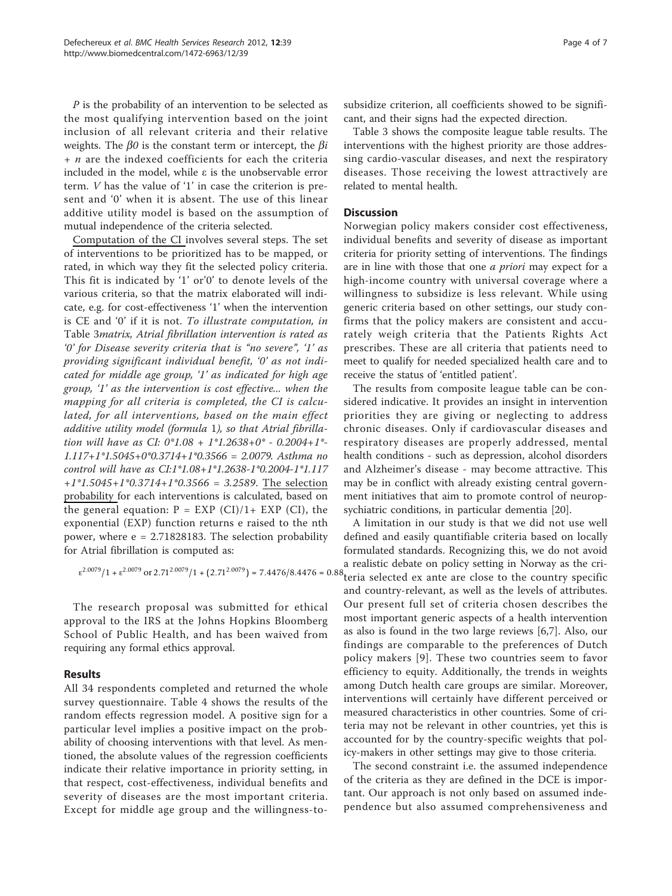*P* is the probability of an intervention to be selected as the most qualifying intervention based on the joint inclusion of all relevant criteria and their relative weights. The $\beta 0$ is the constant term or intercept, the $\beta i + n$ are the indexed coefficients for each the criteria included in the model, while ε is the unobservable error term. *V* has the value of '1' in case the criterion is present and '0' when it is absent. The use of this linear additive utility model is based on the assumption of mutual independence of the criteria selected.

Computation of the CI involves several steps. The set of interventions to be prioritized has to be mapped, or rated, in which way they fit the selected policy criteria. This fit is indicated by '1' or'0' to denote levels of the various criteria, so that the matrix elaborated will indicate, e.g. for cost-effectiveness '1' when the intervention is CE and '0' if it is not. *To illustrate computation, in* Table 3*matrix, Atrial fibrillation intervention is rated as '0' for Disease severity criteria that is "no severe", '1' as providing significant individual benefit, '0' as not indicated for middle age group, '1' as indicated for high age group, '1' as the intervention is cost effective... when the mapping for all criteria is completed, the CI is calculated, for all interventions, based on the main effect additive utility model (formula* 1*), so that Atrial fibrillation will have as CI: 0\*1.08 + 1\*1.2638+0\* - 0.2004+1\*-1.117+1\*1.5045+0\*0.3714+1\*0.3566 = 2.0079. Asthma no control will have as CI:1\*1.08+1\*1.2638-1\*0.2004-1\*1.117 +1\*1.5045+1\*0.3714+1\*0.3566 = 3.2589*. The selection probability for each interventions is calculated, based on the general equation: P = EXP (CI)/1+ EXP (CI), the exponential (EXP) function returns e raised to the nth power, where e = 2.71828183. The selection probability for Atrial fibrillation is computed as:

$$\varepsilon^{2.0079}/1+\varepsilon^{2.0079} \text{ or } 2.71^{2.0079}/1+(2.71^{2.0079}) = 7.4476/8.4476 = 0.88$$

The research proposal was submitted for ethical approval to the IRS at the Johns Hopkins Bloomberg School of Public Health, and has been waived from requiring any formal ethics approval.

## Results

All 34 respondents completed and returned the whole survey questionnaire. Table 4 shows the results of the random effects regression model. A positive sign for a particular level implies a positive impact on the probability of choosing interventions with that level. As mentioned, the absolute values of the regression coefficients indicate their relative importance in priority setting, in that respect, cost-effectiveness, individual benefits and severity of diseases are the most important criteria. Except for middle age group and the willingness-to-subsidize criterion, all coefficients showed to be significant, and their signs had the expected direction.

Table 3 shows the composite league table results. The interventions with the highest priority are those addressing cardio-vascular diseases, and next the respiratory diseases. Those receiving the lowest attractively are related to mental health.

## Discussion

Norwegian policy makers consider cost effectiveness, individual benefits and severity of disease as important criteria for priority setting of interventions. The findings are in line with those that one *a priori* may expect for a high-income country with universal coverage where a willingness to subsidize is less relevant. While using generic criteria based on other settings, our study confirms that the policy makers are consistent and accurately weigh criteria that the Patients Rights Act prescribes. These are all criteria that patients need to meet to qualify for needed specialized health care and to receive the status of 'entitled patient'.

The results from composite league table can be considered indicative. It provides an insight in intervention priorities they are giving or neglecting to address chronic diseases. Only if cardiovascular diseases and respiratory diseases are properly addressed, mental health conditions - such as depression, alcohol disorders and Alzheimer's disease - may become attractive. This may be in conflict with already existing central government initiatives that aim to promote control of neuropsychiatric conditions, in particular dementia [20].

A limitation in our study is that we did not use well defined and easily quantifiable criteria based on locally formulated standards. Recognizing this, we do not avoid a realistic debate on policy setting in Norway as the criteria selected ex ante are close to the country specific and country-relevant, as well as the levels of attributes. Our present full set of criteria chosen describes the most important generic aspects of a health intervention as also is found in the two large reviews [6,7]. Also, our findings are comparable to the preferences of Dutch policy makers [9]. These two countries seem to favor efficiency to equity. Additionally, the trends in weights among Dutch health care groups are similar. Moreover, interventions will certainly have different perceived or measured characteristics in other countries. Some of criteria may not be relevant in other countries, yet this is accounted for by the country-specific weights that policy-makers in other settings may give to those criteria.

The second constraint i.e. the assumed independence of the criteria as they are defined in the DCE is important. Our approach is not only based on assumed independence but also assumed comprehensiveness and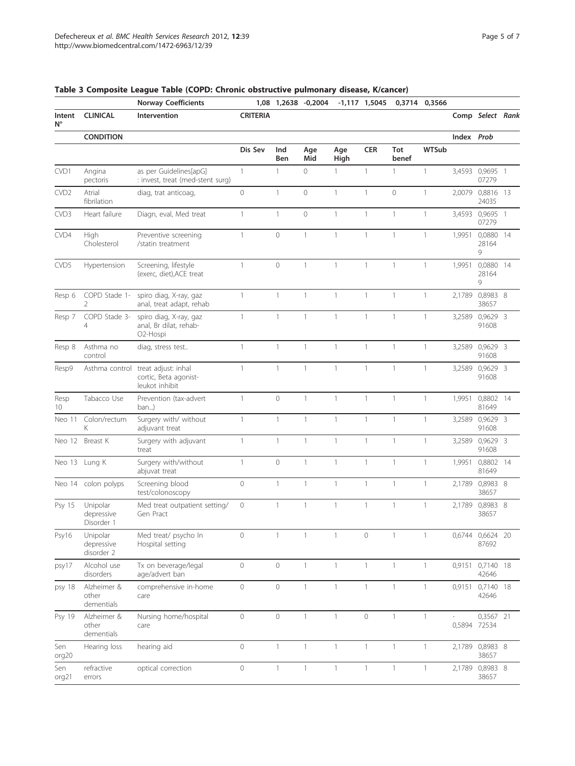**Table 3 Composite League Table (COPD: Chronic obstructive pulmonary disease, K/cancer)**

| | | Norway Coefficients | 1,08 | 1,2638 | -0,2004 | -1,117 | 1,5045 | 0,3714 | 0,3566 | | | |
|---|---|---|---|---|---|---|---|---|---|---|---|---|
| Intent N° | CLINICAL CONDITION | Intervention | CRITERIA | | | | | | | Comp Index | Select Prob | Rank |
| | | | Dis Sev | Ind Ben | Age Mid | Age High | CER | Tot benef | WTSub | | | |
| CVD1 | Angina pectoris | as per Guidelines[apG] : invest, treat (med-stent surg) | 1 | 1 | 0 | 1 | 1 | 1 | 1 | 3,4593 | 0,969507279 | 1 |
| CVD2 | Atrial fibrilation | diag, trat anticoag, | 0 | 1 | 0 | 1 | 1 | 0 | 1 | 2,0079 | 0,881624035 | 13 |
| CVD3 | Heart failure | Diagn, eval, Med treat | 1 | 1 | 0 | 1 | 1 | 1 | 1 | 3,4593 | 0,969507279 | 1 |
| CVD4 | High Cholesterol | Preventive screening /statin treatment | 1 | 0 | 1 | 1 | 1 | 1 | 1 | 1,9951 | 0,0880281649 | 14 |
| CVD5 | Hypertension | Screening, lifestyle (exerc, diet),ACE treat | 1 | 0 | 1 | 1 | 1 | 1 | 1 | 1,9951 | 0,0880281649 | 14 |
| Resp 6 | COPD Stade 1-2 | spiro diag, X-ray, gaz anal, treat adapt, rehab | 1 | 1 | 1 | 1 | 1 | 1 | 1 | 2,1789 | 0,898338657 | 8 |
| Resp 7 | COPD Stade 3-4 | spiro diag, X-ray, gaz anal, Br dilat, rehab-O2-Hospi | 1 | 1 | 1 | 1 | 1 | 1 | 1 | 3,2589 | 0,962991608 | 3 |
| Resp 8 | Asthma no control | diag, stress test.. | 1 | 1 | 1 | 1 | 1 | 1 | 1 | 3,2589 | 0,962991608 | 3 |
| Resp9 | Asthma control | treat adjust: inhal cortic, Beta agonist-leukot inhibit | 1 | 1 | 1 | 1 | 1 | 1 | 1 | 3,2589 | 0,962991608 | 3 |
| Resp 10 | Tabacco Use | Prevention (tax-advert ban...) | 1 | 0 | 1 | 1 | 1 | 1 | 1 | 1,9951 | 0,880281649 | 14 |
| Neo 11 | Colon/rectum K | Surgery with/ without adjuvant treat | 1 | 1 | 1 | 1 | 1 | 1 | 1 | 3,2589 | 0,962991608 | 3 |
| Neo 12 | Breast K | Surgery with adjuvant treat | 1 | 1 | 1 | 1 | 1 | 1 | 1 | 3,2589 | 0,962991608 | 3 |
| Neo 13 | Lung K | Surgery with/without abjuvat treat | 1 | 0 | 1 | 1 | 1 | 1 | 1 | 1,9951 | 0,880281649 | 14 |
| Neo 14 | colon polyps | Screening blood test/colonoscopy | 0 | 1 | 1 | 1 | 1 | 1 | 1 | 2,1789 | 0,898338657 | 8 |
| Psy 15 | Unipolar depressive Disorder 1 | Med treat outpatient setting/ Gen Pract | 0 | 1 | 1 | 1 | 1 | 1 | 1 | 2,1789 | 0,898338657 | 8 |
| Psy16 | Unipolar depressive disorder 2 | Med treat/ psycho In Hospital setting | 0 | 1 | 1 | 1 | 0 | 1 | 1 | 0,6744 | 0,662487692 | 20 |
| psy17 | Alcohol use disorders | Tx on beverage/legal age/advert ban | 0 | 0 | 1 | 1 | 1 | 1 | 1 | 0,9151 | 0,714042646 | 18 |
| psy 18 | Alzheimer & other dementials | comprehensive in-home care | 0 | 0 | 1 | 1 | 1 | 1 | 1 | 0,9151 | 0,714042646 | 18 |
| Psy 19 | Alzheimer & other dementials | Nursing home/hospital care | 0 | 0 | 1 | 1 | 0 | 1 | 1 | -0,5894 | 0,356772534 | 21 |
| Sen org20 | Hearing loss | hearing aid | 0 | 1 | 1 | 1 | 1 | 1 | 1 | 2,1789 | 0,898338657 | 8 |
| Sen org21 | refractive errors | optical correction | 0 | 1 | 1 | 1 | 1 | 1 | 1 | 2,1789 | 0,898338657 | 8 |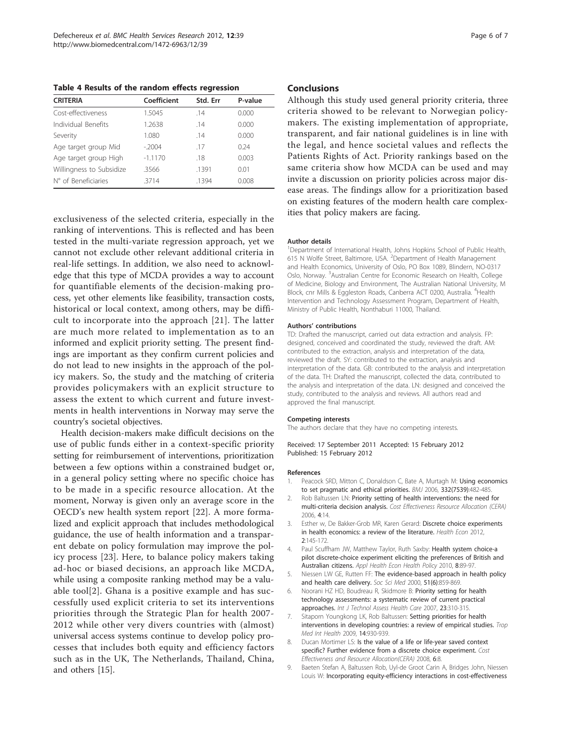**Table 4 Results of the random effects regression**

| CRITERIA | Coefficient | Std. Err | P-value |
| --- | --- | --- | --- |
| Cost-effectiveness | 1.5045 | .14 | 0.000 |
| Individual Benefits | 1.2638 | .14 | 0.000 |
| Severity | 1.080 | .14 | 0.000 |
| Age target group Mid | -.2004 | .17 | 0.24 |
| Age target group High | -1.1170 | .18 | 0.003 |
| Willingness to Subsidize | .3566 | .1391 | 0.01 |
| N° of Beneficiaries | .3714 | .1394 | 0.008 |

exclusiveness of the selected criteria, especially in the ranking of interventions. This is reflected and has been tested in the multi-variate regression approach, yet we cannot not exclude other relevant additional criteria in real-life settings. In addition, we also need to acknowledge that this type of MCDA provides a way to account for quantifiable elements of the decision-making process, yet other elements like feasibility, transaction costs, historical or local context, among others, may be difficult to incorporate into the approach [21]. The latter are much more related to implementation as to an informed and explicit priority setting. The present findings are important as they confirm current policies and do not lead to new insights in the approach of the policy makers. So, the study and the matching of criteria provides policymakers with an explicit structure to assess the extent to which current and future investments in health interventions in Norway may serve the country's societal objectives.

Health decision-makers make difficult decisions on the use of public funds either in a context-specific priority setting for reimbursement of interventions, prioritization between a few options within a constrained budget or, in a general policy setting where no specific choice has to be made in a specific resource allocation. At the moment, Norway is given only an average score in the OECD's new health system report [22]. A more formalized and explicit approach that includes methodological guidance, the use of health information and a transparent debate on policy formulation may improve the policy process [23]. Here, to balance policy makers taking ad-hoc or biased decisions, an approach like MCDA, while using a composite ranking method may be a valuable tool[2]. Ghana is a positive example and has successfully used explicit criteria to set its interventions priorities through the Strategic Plan for health 2007-2012 while other very divers countries with (almost) universal access systems continue to develop policy processes that includes both equity and efficiency factors such as in the UK, The Netherlands, Thailand, China, and others [15].

## Conclusions

Although this study used general priority criteria, three criteria showed to be relevant to Norwegian policymakers. The existing implementation of appropriate, transparent, and fair national guidelines is in line with the legal, and hence societal values and reflects the Patients Rights of Act. Priority rankings based on the same criteria show how MCDA can be used and may invite a discussion on priority policies across major disease areas. The findings allow for a prioritization based on existing features of the modern health care complexities that policy makers are facing.

#### Author details

[1]Department of International Health, Johns Hopkins School of Public Health, 615 N Wolfe Street, Baltimore, USA. [2]Department of Health Management and Health Economics, University of Oslo, PO Box 1089, Blindern, NO-0317 Oslo, Norway. [3]Australian Centre for Economic Research on Health, College of Medicine, Biology and Environment, The Australian National University, M Block, cnr Mills & Eggleston Roads, Canberra ACT 0200, Australia. [4]Health Intervention and Technology Assessment Program, Department of Health, Ministry of Public Health, Nonthaburi 11000, Thailand.

#### Authors' contributions

TD: Drafted the manuscript, carried out data extraction and analysis. FP: designed, conceived and coordinated the study, reviewed the draft. AM: contributed to the extraction, analysis and interpretation of the data, reviewed the draft. SY: contributed to the extraction, analysis and interpretation of the data. GB: contributed to the analysis and interpretation of the data. TH: Drafted the manuscript, collected the data, contributed to the analysis and interpretation of the data. LN: designed and conceived the study, contributed to the analysis and reviews. All authors read and approved the final manuscript.

#### Competing interests

The authors declare that they have no competing interests.

Received: 17 September 2011 Accepted: 15 February 2012
Published: 15 February 2012

#### References

1. Peacock SRD, Mitton C, Donaldson C, Bate A, Murtagh M: **Using economics to set pragmatic and ethical priorities.** *BMJ* 2006, **332(7539)**:482-485.
2. Rob Baltussen LN: **Priority setting of health interventions: the need for multi-criteria decision analysis.** *Cost Effectiveness Resource Allocation (CERA)* 2006, **4**:14.
3. Esther w, De Bakker-Grob MR, Karen Gerard: **Discrete choice experiments in health economics: a review of the literature.** *Health Econ* 2012, **2**:145-172.
4. Paul Scuffham JW, Matthew Taylor, Ruth Saxby: **Health system choice-a pilot discrete-choice experiment eliciting the preferences of British and Australian citizens.** *Appl Health Econ Health Policy* 2010, **8**:89-97.
5. Niessen LW GE, Rutten FF: **The evidence-based approach in health policy and health care delivery.** *Soc Sci Med* 2000, **51(6)**:859-869.
6. Noorani HZ HD, Boudreau R, Skidmore B: **Priority setting for health technology assessments: a systematic review of current practical approaches.** *Int J Technol Assess Health Care* 2007, **23**:310-315.
7. Sitaporn Youngkong LK, Rob Baltussen: **Setting priorities for health interventions in developing countries: a review of empirical studies.** *Trop Med Int Health* 2009, **14**:930-939.
8. Ducan Mortimer LS: **Is the value of a life or life-year saved context specific? Further evidence from a discrete choice experiment.** *Cost Effectiveness and Resource Allocation(CERA)* 2008, **6**:8.
9. Baeten Stefan A, Baltussen Rob, Uyl-de Groot Carin A, Bridges John, Niessen Louis W: **Incorporating equity-efficiency interactions in cost-effectiveness**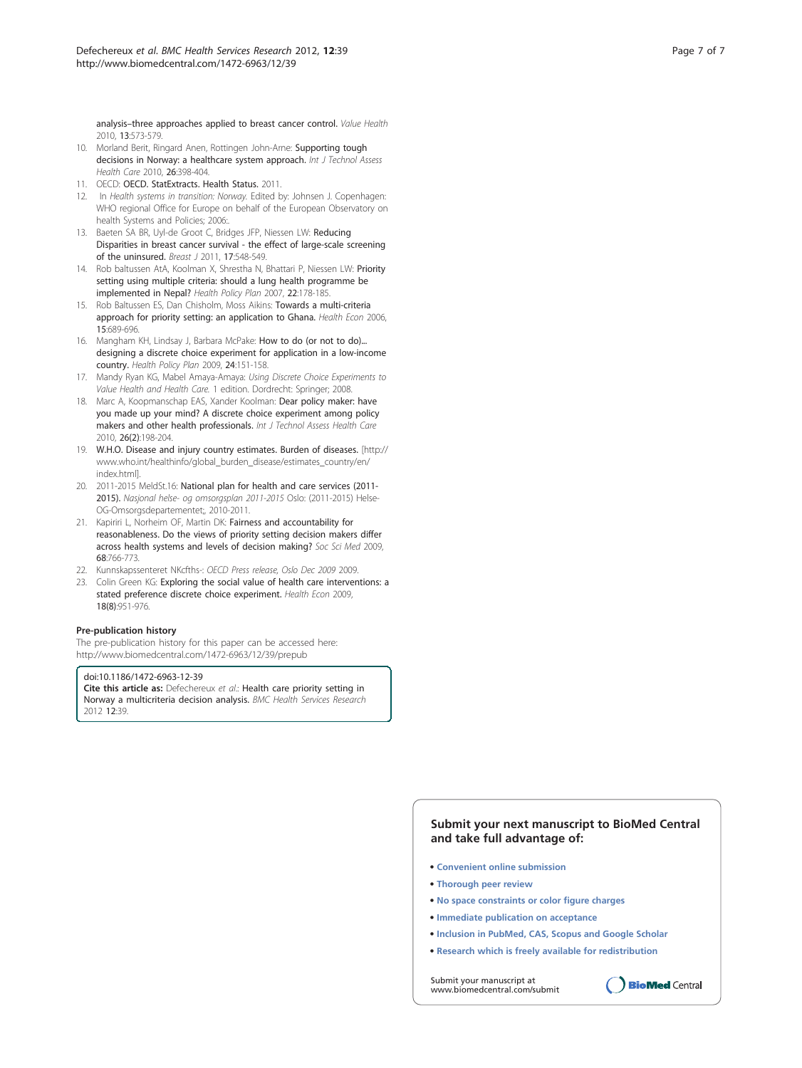analysis–three approaches applied to breast cancer control. *Value Health* 2010, **13**:573-579.

10. Morland Berit, Ringard Anen, Rottingen John-Arne: **Supporting tough decisions in Norway: a healthcare system approach.** *Int J Technol Assess Health Care* 2010, **26**:398-404.
11. OECD: **OECD. StatExtracts. Health Status.** 2011.
12. In *Health systems in transition: Norway.* Edited by: Johnsen J. Copenhagen: WHO regional Office for Europe on behalf of the European Observatory on health Systems and Policies; 2006:.
13. Baeten SA BR, Uyl-de Groot C, Bridges JFP, Niessen LW: **Reducing Disparities in breast cancer survival - the effect of large-scale screening of the uninsured.** *Breast J* 2011, **17**:548-549.
14. Rob baltussen AtA, Koolman X, Shrestha N, Bhattari P, Niessen LW: **Priority setting using multiple criteria: should a lung health programme be implemented in Nepal?** *Health Policy Plan* 2007, **22**:178-185.
15. Rob Baltussen ES, Dan Chisholm, Moss Aikins: **Towards a multi-criteria approach for priority setting: an application to Ghana.** *Health Econ* 2006, **15**:689-696.
16. Mangham KH, Lindsay J, Barbara McPake: **How to do (or not to do)... designing a discrete choice experiment for application in a low-income country.** *Health Policy Plan* 2009, **24**:151-158.
17. Mandy Ryan KG, Mabel Amaya-Amaya: *Using Discrete Choice Experiments to Value Health and Health Care.* 1 edition. Dordrecht: Springer; 2008.
18. Marc A, Koopmanschap EAS, Xander Koolman: **Dear policy maker: have you made up your mind? A discrete choice experiment among policy makers and other health professionals.** *Int J Technol Assess Health Care* 2010, **26(2)**:198-204.
19. **W.H.O. Disease and injury country estimates. Burden of diseases.** [http://www.who.int/healthinfo/global_burden_disease/estimates_country/en/index.html].
20. 2011-2015 MeldSt.16: **National plan for health and care services (2011-2015).** *Nasjonal helse- og omsorgsplan 2011-2015* Oslo: (2011-2015) Helse-OG-Omsorgsdepartementet;, 2010-2011.
21. Kapiriri L, Norheim OF, Martin DK: **Fairness and accountability for reasonableness. Do the views of priority setting decision makers differ across health systems and levels of decision making?** *Soc Sci Med* 2009, **68**:766-773.
22. Kunnskapssenteret NKcfths-: *OECD Press release, Oslo Dec 2009* 2009.
23. Colin Green KG: **Exploring the social value of health care interventions: a stated preference discrete choice experiment.** *Health Econ* 2009, **18(8)**:951-976.

#### Pre-publication history

The pre-publication history for this paper can be accessed here:
http://www.biomedcentral.com/1472-6963/12/39/prepub

doi:10.1186/1472-6963-12-39
**Cite this article as:** Defechereux *et al.*: Health care priority setting in Norway a multicriteria decision analysis. *BMC Health Services Research* 2012 **12**:39.

**Submit your next manuscript to BioMed Central and take full advantage of:**

- Convenient online submission
- Thorough peer review
- No space constraints or color figure charges
- Immediate publication on acceptance
- Inclusion in PubMed, CAS, Scopus and Google Scholar
- Research which is freely available for redistribution

Submit your manuscript at
www.biomedcentral.com/submit

BioMed Central